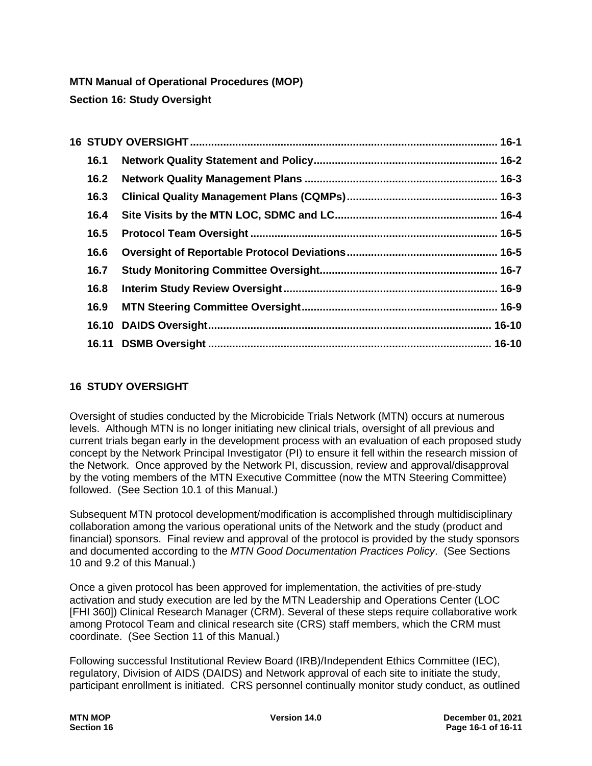**MTN Manual of Operational Procedures (MOP)**

**Section 16: Study Oversight**

| | | |
|---|---|---|
| **16** | **STUDY OVERSIGHT** | **16-1** |
| **16.1** | **Network Quality Statement and Policy** | **16-2** |
| **16.2** | **Network Quality Management Plans** | **16-3** |
| **16.3** | **Clinical Quality Management Plans (CQMPs)** | **16-3** |
| **16.4** | **Site Visits by the MTN LOC, SDMC and LC** | **16-4** |
| **16.5** | **Protocol Team Oversight** | **16-5** |
| **16.6** | **Oversight of Reportable Protocol Deviations** | **16-5** |
| **16.7** | **Study Monitoring Committee Oversight** | **16-7** |
| **16.8** | **Interim Study Review Oversight** | **16-9** |
| **16.9** | **MTN Steering Committee Oversight** | **16-9** |
| **16.10** | **DAIDS Oversight** | **16-10** |
| **16.11** | **DSMB Oversight** | **16-10** |

# 16 STUDY OVERSIGHT

Oversight of studies conducted by the Microbicide Trials Network (MTN) occurs at numerous levels. Although MTN is no longer initiating new clinical trials, oversight of all previous and current trials began early in the development process with an evaluation of each proposed study concept by the Network Principal Investigator (PI) to ensure it fell within the research mission of the Network. Once approved by the Network PI, discussion, review and approval/disapproval by the voting members of the MTN Executive Committee (now the MTN Steering Committee) followed. (See Section 10.1 of this Manual.)

Subsequent MTN protocol development/modification is accomplished through multidisciplinary collaboration among the various operational units of the Network and the study (product and financial) sponsors. Final review and approval of the protocol is provided by the study sponsors and documented according to the *MTN Good Documentation Practices Policy*. (See Sections 10 and 9.2 of this Manual.)

Once a given protocol has been approved for implementation, the activities of pre-study activation and study execution are led by the MTN Leadership and Operations Center (LOC [FHI 360]) Clinical Research Manager (CRM). Several of these steps require collaborative work among Protocol Team and clinical research site (CRS) staff members, which the CRM must coordinate. (See Section 11 of this Manual.)

Following successful Institutional Review Board (IRB)/Independent Ethics Committee (IEC), regulatory, Division of AIDS (DAIDS) and Network approval of each site to initiate the study, participant enrollment is initiated. CRS personnel continually monitor study conduct, as outlined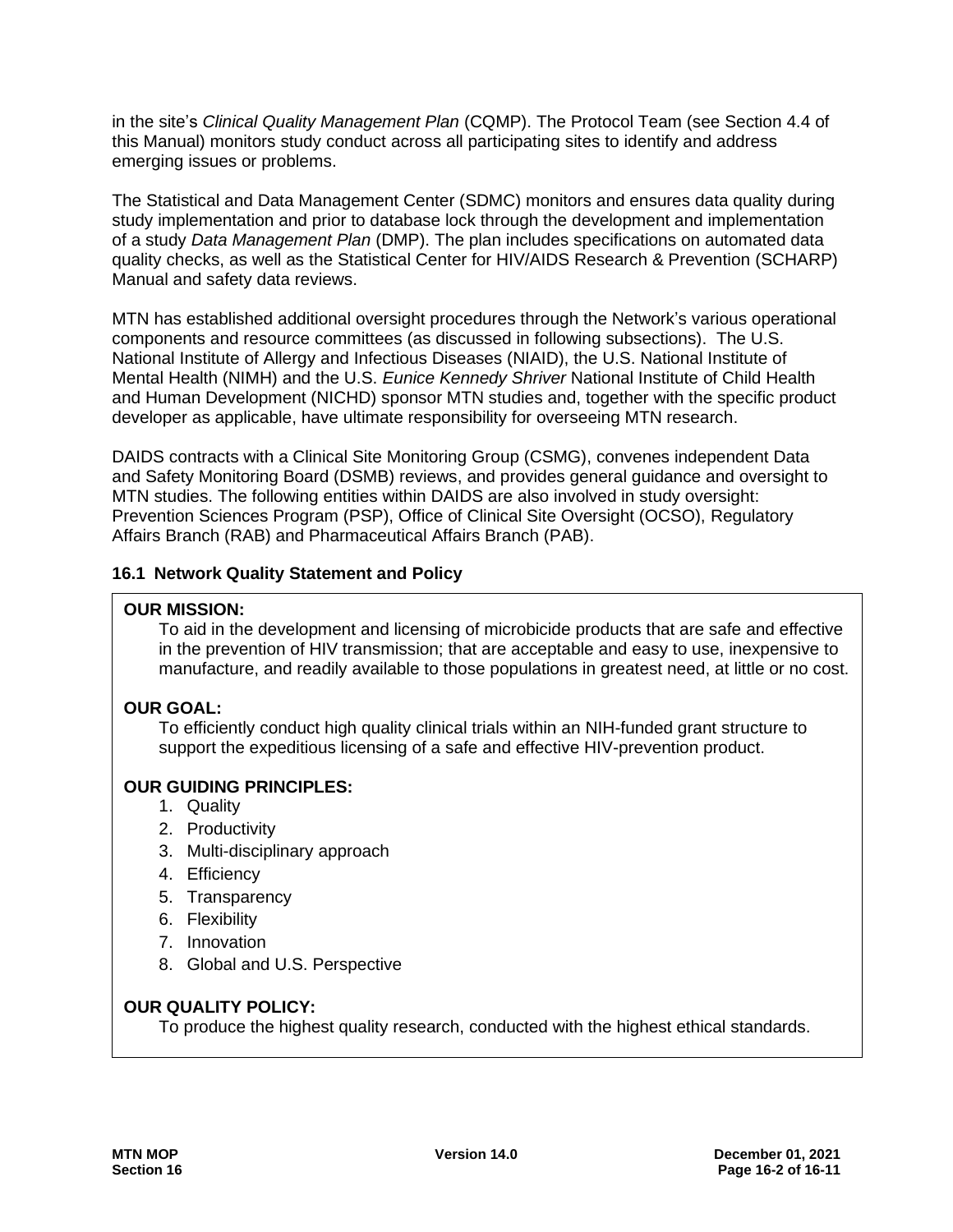in the site's *Clinical Quality Management Plan* (CQMP). The Protocol Team (see Section 4.4 of this Manual) monitors study conduct across all participating sites to identify and address emerging issues or problems.

The Statistical and Data Management Center (SDMC) monitors and ensures data quality during study implementation and prior to database lock through the development and implementation of a study *Data Management Plan* (DMP). The plan includes specifications on automated data quality checks, as well as the Statistical Center for HIV/AIDS Research & Prevention (SCHARP) Manual and safety data reviews.

MTN has established additional oversight procedures through the Network's various operational components and resource committees (as discussed in following subsections). The U.S. National Institute of Allergy and Infectious Diseases (NIAID), the U.S. National Institute of Mental Health (NIMH) and the U.S. *Eunice Kennedy Shriver* National Institute of Child Health and Human Development (NICHD) sponsor MTN studies and, together with the specific product developer as applicable, have ultimate responsibility for overseeing MTN research.

DAIDS contracts with a Clinical Site Monitoring Group (CSMG), convenes independent Data and Safety Monitoring Board (DSMB) reviews, and provides general guidance and oversight to MTN studies. The following entities within DAIDS are also involved in study oversight: Prevention Sciences Program (PSP), Office of Clinical Site Oversight (OCSO), Regulatory Affairs Branch (RAB) and Pharmaceutical Affairs Branch (PAB).

### 16.1 Network Quality Statement and Policy

**OUR MISSION:**

To aid in the development and licensing of microbicide products that are safe and effective in the prevention of HIV transmission; that are acceptable and easy to use, inexpensive to manufacture, and readily available to those populations in greatest need, at little or no cost.

**OUR GOAL:**

To efficiently conduct high quality clinical trials within an NIH-funded grant structure to support the expeditious licensing of a safe and effective HIV-prevention product.

**OUR GUIDING PRINCIPLES:**

1. Quality
2. Productivity
3. Multi-disciplinary approach
4. Efficiency
5. Transparency
6. Flexibility
7. Innovation
8. Global and U.S. Perspective

**OUR QUALITY POLICY:**

To produce the highest quality research, conducted with the highest ethical standards.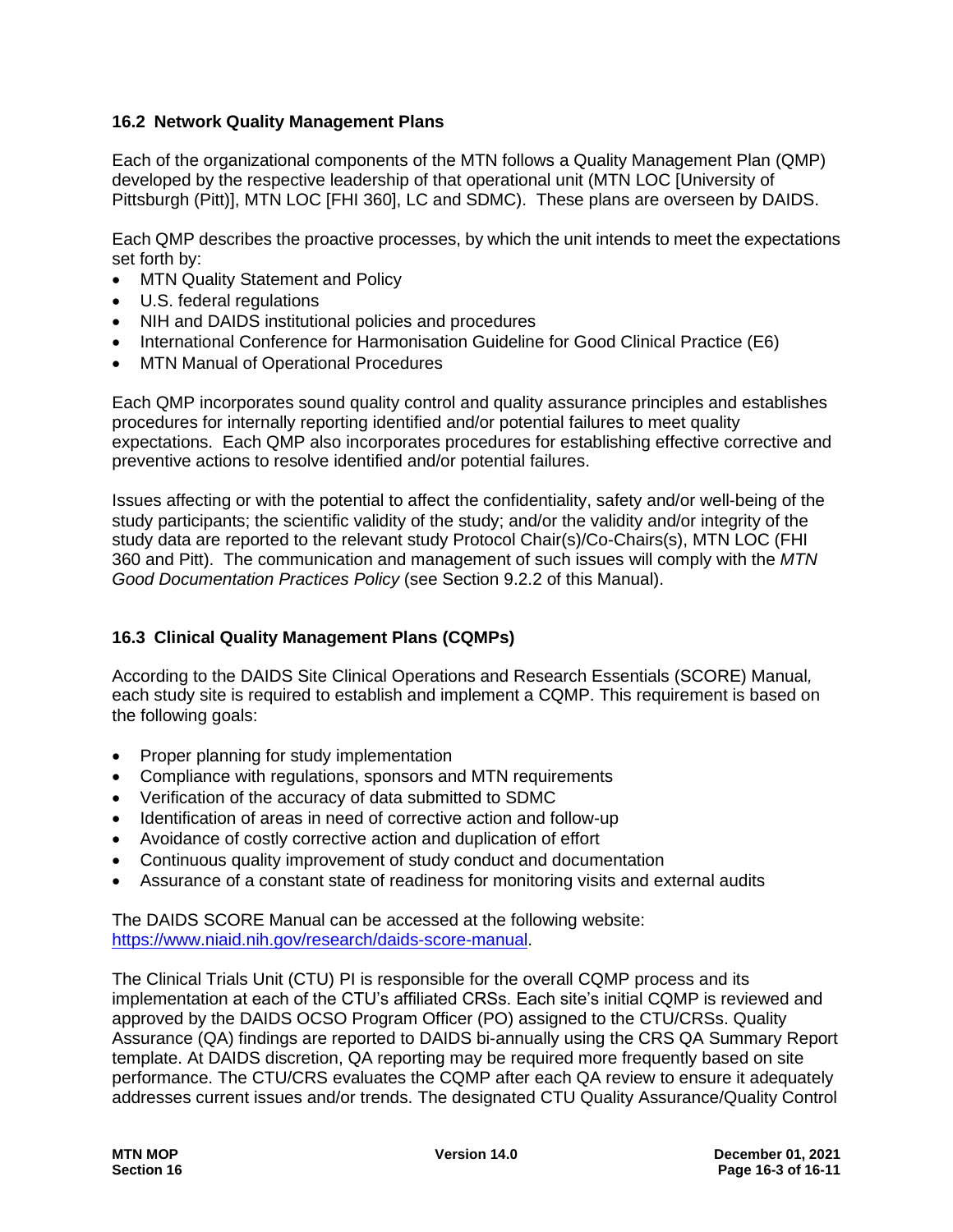### 16.2 Network Quality Management Plans

Each of the organizational components of the MTN follows a Quality Management Plan (QMP) developed by the respective leadership of that operational unit (MTN LOC [University of Pittsburgh (Pitt)], MTN LOC [FHI 360], LC and SDMC). These plans are overseen by DAIDS.

Each QMP describes the proactive processes, by which the unit intends to meet the expectations set forth by:

- MTN Quality Statement and Policy
- U.S. federal regulations
- NIH and DAIDS institutional policies and procedures
- International Conference for Harmonisation Guideline for Good Clinical Practice (E6)
- MTN Manual of Operational Procedures

Each QMP incorporates sound quality control and quality assurance principles and establishes procedures for internally reporting identified and/or potential failures to meet quality expectations. Each QMP also incorporates procedures for establishing effective corrective and preventive actions to resolve identified and/or potential failures.

Issues affecting or with the potential to affect the confidentiality, safety and/or well-being of the study participants; the scientific validity of the study; and/or the validity and/or integrity of the study data are reported to the relevant study Protocol Chair(s)/Co-Chairs(s), MTN LOC (FHI 360 and Pitt). The communication and management of such issues will comply with the *MTN Good Documentation Practices Policy* (see Section 9.2.2 of this Manual).

### 16.3 Clinical Quality Management Plans (CQMPs)

According to the DAIDS Site Clinical Operations and Research Essentials (SCORE) Manual, each study site is required to establish and implement a CQMP. This requirement is based on the following goals:

- Proper planning for study implementation
- Compliance with regulations, sponsors and MTN requirements
- Verification of the accuracy of data submitted to SDMC
- Identification of areas in need of corrective action and follow-up
- Avoidance of costly corrective action and duplication of effort
- Continuous quality improvement of study conduct and documentation
- Assurance of a constant state of readiness for monitoring visits and external audits

The DAIDS SCORE Manual can be accessed at the following website: [https://www.niaid.nih.gov/research/daids-score-manual](https://www.niaid.nih.gov/research/daids-score-manual).

The Clinical Trials Unit (CTU) PI is responsible for the overall CQMP process and its implementation at each of the CTU's affiliated CRSs. Each site's initial CQMP is reviewed and approved by the DAIDS OCSO Program Officer (PO) assigned to the CTU/CRSs. Quality Assurance (QA) findings are reported to DAIDS bi-annually using the CRS QA Summary Report template. At DAIDS discretion, QA reporting may be required more frequently based on site performance. The CTU/CRS evaluates the CQMP after each QA review to ensure it adequately addresses current issues and/or trends. The designated CTU Quality Assurance/Quality Control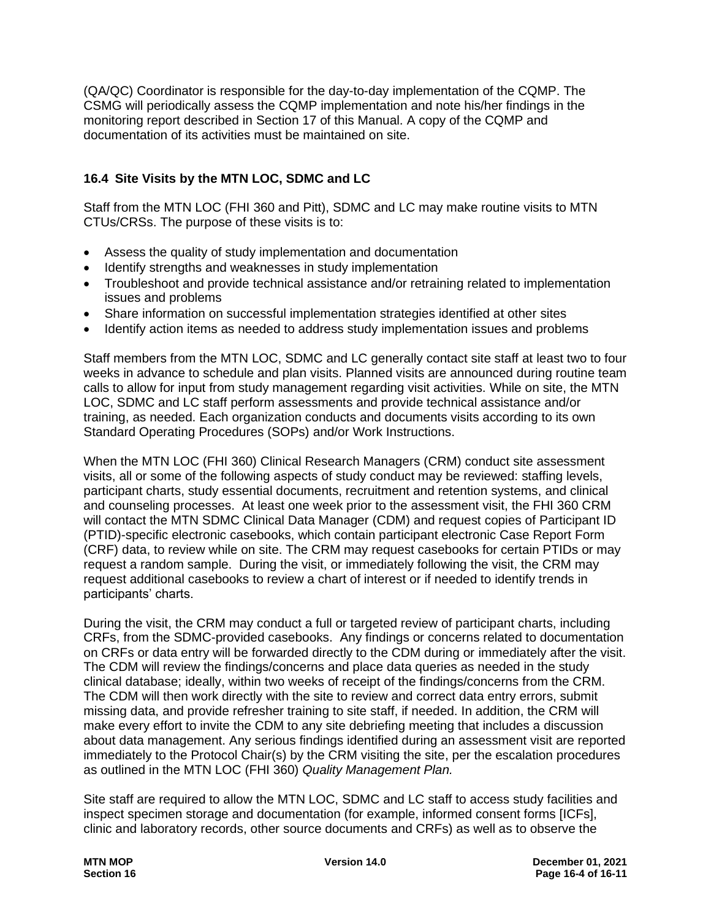(QA/QC) Coordinator is responsible for the day-to-day implementation of the CQMP. The CSMG will periodically assess the CQMP implementation and note his/her findings in the monitoring report described in Section 17 of this Manual. A copy of the CQMP and documentation of its activities must be maintained on site.

### 16.4 Site Visits by the MTN LOC, SDMC and LC

Staff from the MTN LOC (FHI 360 and Pitt), SDMC and LC may make routine visits to MTN CTUs/CRSs. The purpose of these visits is to:

- Assess the quality of study implementation and documentation
- Identify strengths and weaknesses in study implementation
- Troubleshoot and provide technical assistance and/or retraining related to implementation issues and problems
- Share information on successful implementation strategies identified at other sites
- Identify action items as needed to address study implementation issues and problems

Staff members from the MTN LOC, SDMC and LC generally contact site staff at least two to four weeks in advance to schedule and plan visits. Planned visits are announced during routine team calls to allow for input from study management regarding visit activities. While on site, the MTN LOC, SDMC and LC staff perform assessments and provide technical assistance and/or training, as needed. Each organization conducts and documents visits according to its own Standard Operating Procedures (SOPs) and/or Work Instructions.

When the MTN LOC (FHI 360) Clinical Research Managers (CRM) conduct site assessment visits, all or some of the following aspects of study conduct may be reviewed: staffing levels, participant charts, study essential documents, recruitment and retention systems, and clinical and counseling processes. At least one week prior to the assessment visit, the FHI 360 CRM will contact the MTN SDMC Clinical Data Manager (CDM) and request copies of Participant ID (PTID)-specific electronic casebooks, which contain participant electronic Case Report Form (CRF) data, to review while on site. The CRM may request casebooks for certain PTIDs or may request a random sample. During the visit, or immediately following the visit, the CRM may request additional casebooks to review a chart of interest or if needed to identify trends in participants' charts.

During the visit, the CRM may conduct a full or targeted review of participant charts, including CRFs, from the SDMC-provided casebooks. Any findings or concerns related to documentation on CRFs or data entry will be forwarded directly to the CDM during or immediately after the visit. The CDM will review the findings/concerns and place data queries as needed in the study clinical database; ideally, within two weeks of receipt of the findings/concerns from the CRM. The CDM will then work directly with the site to review and correct data entry errors, submit missing data, and provide refresher training to site staff, if needed. In addition, the CRM will make every effort to invite the CDM to any site debriefing meeting that includes a discussion about data management. Any serious findings identified during an assessment visit are reported immediately to the Protocol Chair(s) by the CRM visiting the site, per the escalation procedures as outlined in the MTN LOC (FHI 360) *Quality Management Plan.*

Site staff are required to allow the MTN LOC, SDMC and LC staff to access study facilities and inspect specimen storage and documentation (for example, informed consent forms [ICFs], clinic and laboratory records, other source documents and CRFs) as well as to observe the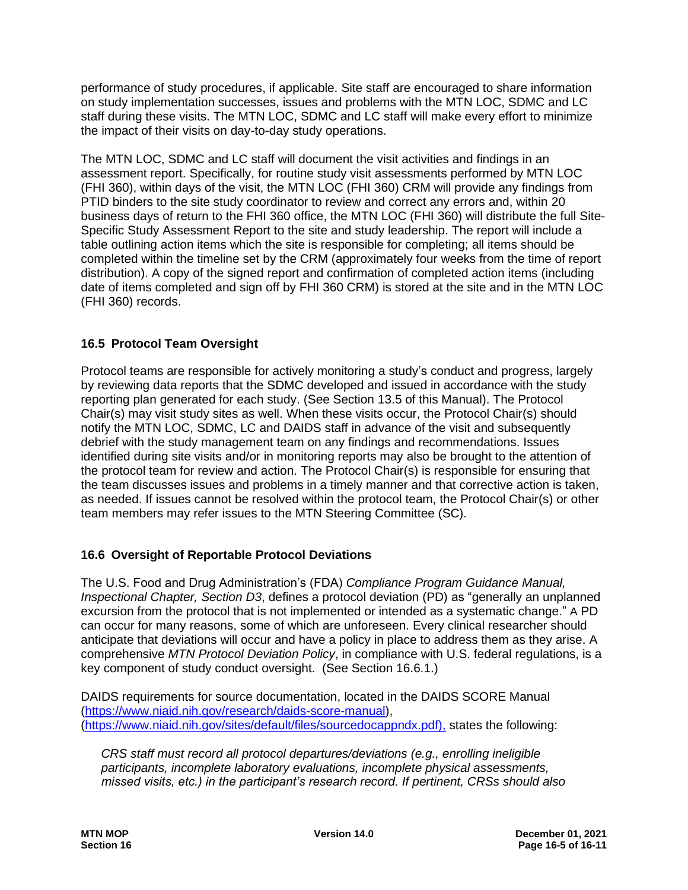performance of study procedures, if applicable. Site staff are encouraged to share information on study implementation successes, issues and problems with the MTN LOC, SDMC and LC staff during these visits. The MTN LOC, SDMC and LC staff will make every effort to minimize the impact of their visits on day-to-day study operations.

The MTN LOC, SDMC and LC staff will document the visit activities and findings in an assessment report. Specifically, for routine study visit assessments performed by MTN LOC (FHI 360), within days of the visit, the MTN LOC (FHI 360) CRM will provide any findings from PTID binders to the site study coordinator to review and correct any errors and, within 20 business days of return to the FHI 360 office, the MTN LOC (FHI 360) will distribute the full Site-Specific Study Assessment Report to the site and study leadership. The report will include a table outlining action items which the site is responsible for completing; all items should be completed within the timeline set by the CRM (approximately four weeks from the time of report distribution). A copy of the signed report and confirmation of completed action items (including date of items completed and sign off by FHI 360 CRM) is stored at the site and in the MTN LOC (FHI 360) records.

## 16.5 Protocol Team Oversight

Protocol teams are responsible for actively monitoring a study's conduct and progress, largely by reviewing data reports that the SDMC developed and issued in accordance with the study reporting plan generated for each study. (See Section 13.5 of this Manual). The Protocol Chair(s) may visit study sites as well. When these visits occur, the Protocol Chair(s) should notify the MTN LOC, SDMC, LC and DAIDS staff in advance of the visit and subsequently debrief with the study management team on any findings and recommendations. Issues identified during site visits and/or in monitoring reports may also be brought to the attention of the protocol team for review and action. The Protocol Chair(s) is responsible for ensuring that the team discusses issues and problems in a timely manner and that corrective action is taken, as needed. If issues cannot be resolved within the protocol team, the Protocol Chair(s) or other team members may refer issues to the MTN Steering Committee (SC).

## 16.6 Oversight of Reportable Protocol Deviations

The U.S. Food and Drug Administration's (FDA) *Compliance Program Guidance Manual, Inspectional Chapter, Section D3*, defines a protocol deviation (PD) as "generally an unplanned excursion from the protocol that is not implemented or intended as a systematic change." A PD can occur for many reasons, some of which are unforeseen. Every clinical researcher should anticipate that deviations will occur and have a policy in place to address them as they arise. A comprehensive *MTN Protocol Deviation Policy*, in compliance with U.S. federal regulations, is a key component of study conduct oversight. (See Section 16.6.1.)

DAIDS requirements for source documentation, located in the DAIDS SCORE Manual (https://www.niaid.nih.gov/research/daids-score-manual), (https://www.niaid.nih.gov/sites/default/files/sourcedocappndx.pdf), states the following:

> *CRS staff must record all protocol departures/deviations (e.g., enrolling ineligible participants, incomplete laboratory evaluations, incomplete physical assessments, missed visits, etc.) in the participant's research record. If pertinent, CRSs should also*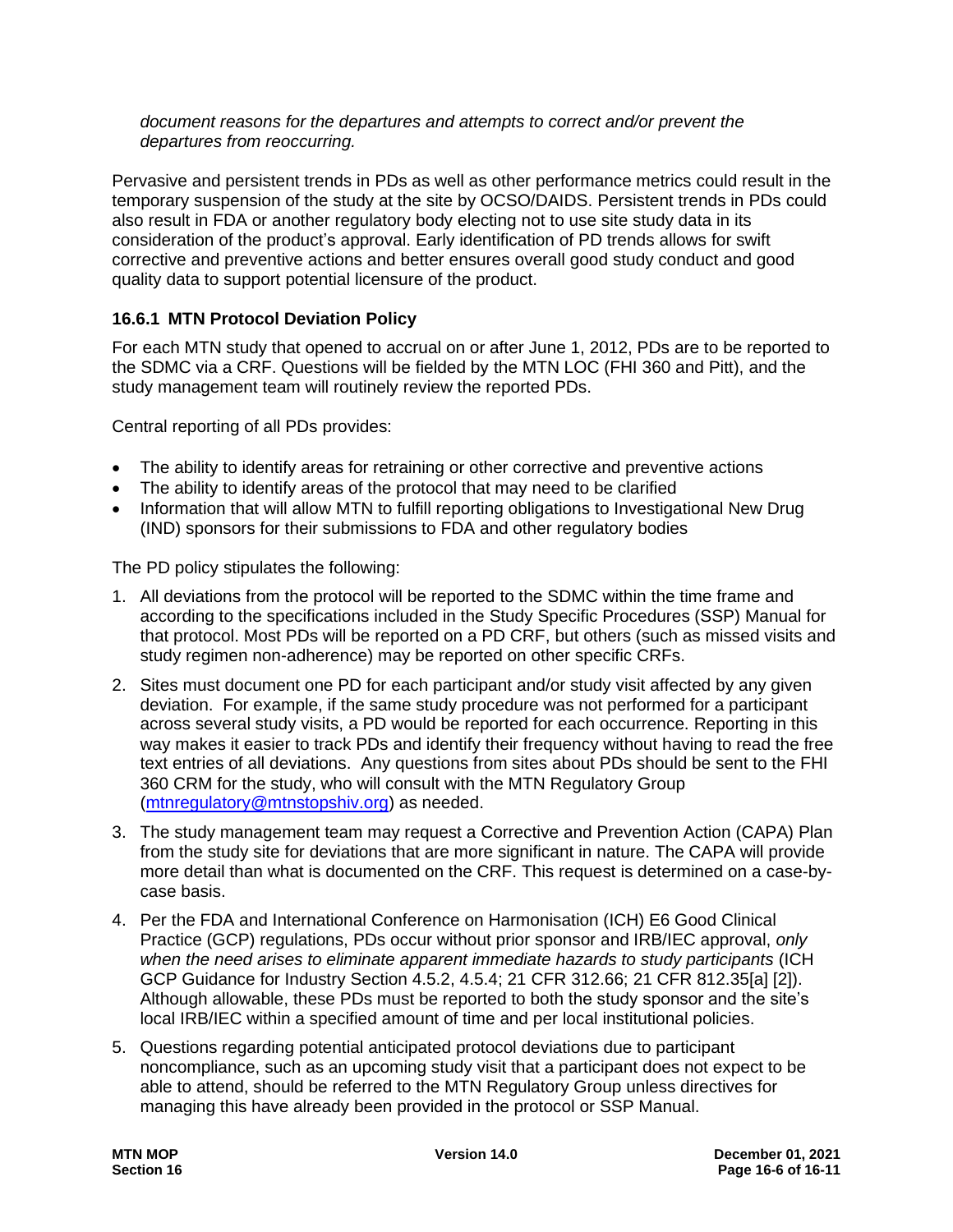*document reasons for the departures and attempts to correct and/or prevent the departures from reoccurring.*

Pervasive and persistent trends in PDs as well as other performance metrics could result in the temporary suspension of the study at the site by OCSO/DAIDS. Persistent trends in PDs could also result in FDA or another regulatory body electing not to use site study data in its consideration of the product's approval. Early identification of PD trends allows for swift corrective and preventive actions and better ensures overall good study conduct and good quality data to support potential licensure of the product.

### 16.6.1 MTN Protocol Deviation Policy

For each MTN study that opened to accrual on or after June 1, 2012, PDs are to be reported to the SDMC via a CRF. Questions will be fielded by the MTN LOC (FHI 360 and Pitt), and the study management team will routinely review the reported PDs.

Central reporting of all PDs provides:

- The ability to identify areas for retraining or other corrective and preventive actions
- The ability to identify areas of the protocol that may need to be clarified
- Information that will allow MTN to fulfill reporting obligations to Investigational New Drug (IND) sponsors for their submissions to FDA and other regulatory bodies

The PD policy stipulates the following:

1. All deviations from the protocol will be reported to the SDMC within the time frame and according to the specifications included in the Study Specific Procedures (SSP) Manual for that protocol. Most PDs will be reported on a PD CRF, but others (such as missed visits and study regimen non-adherence) may be reported on other specific CRFs.
2. Sites must document one PD for each participant and/or study visit affected by any given deviation. For example, if the same study procedure was not performed for a participant across several study visits, a PD would be reported for each occurrence. Reporting in this way makes it easier to track PDs and identify their frequency without having to read the free text entries of all deviations. Any questions from sites about PDs should be sent to the FHI 360 CRM for the study, who will consult with the MTN Regulatory Group (mtnregulatory@mtnstopshiv.org) as needed.
3. The study management team may request a Corrective and Prevention Action (CAPA) Plan from the study site for deviations that are more significant in nature. The CAPA will provide more detail than what is documented on the CRF. This request is determined on a case-by-case basis.
4. Per the FDA and International Conference on Harmonisation (ICH) E6 Good Clinical Practice (GCP) regulations, PDs occur without prior sponsor and IRB/IEC approval, *only when the need arises to eliminate apparent immediate hazards to study participants* (ICH GCP Guidance for Industry Section 4.5.2, 4.5.4; 21 CFR 312.66; 21 CFR 812.35[a] [2]). Although allowable, these PDs must be reported to both the study sponsor and the site's local IRB/IEC within a specified amount of time and per local institutional policies.
5. Questions regarding potential anticipated protocol deviations due to participant noncompliance, such as an upcoming study visit that a participant does not expect to be able to attend, should be referred to the MTN Regulatory Group unless directives for managing this have already been provided in the protocol or SSP Manual.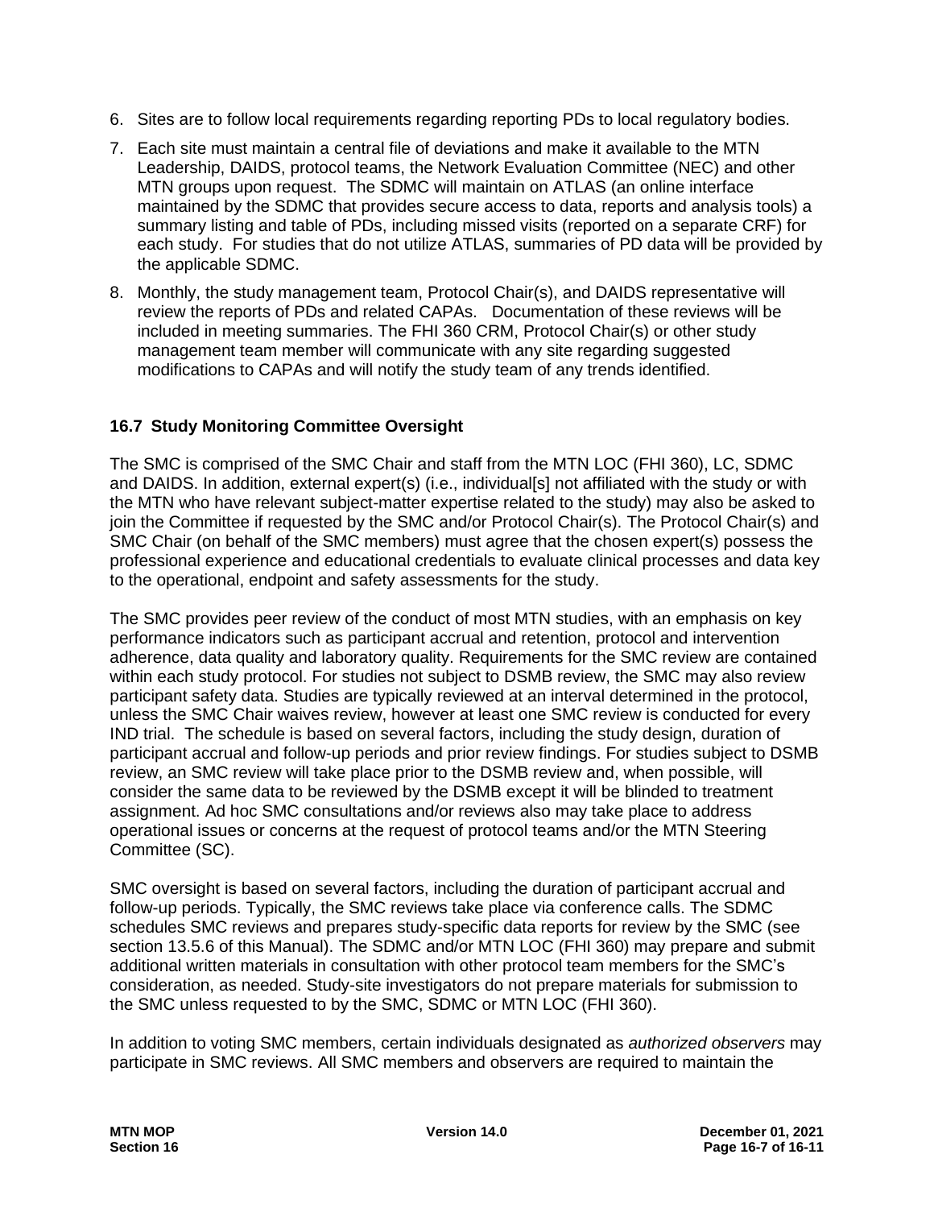6. Sites are to follow local requirements regarding reporting PDs to local regulatory bodies.
7. Each site must maintain a central file of deviations and make it available to the MTN Leadership, DAIDS, protocol teams, the Network Evaluation Committee (NEC) and other MTN groups upon request. The SDMC will maintain on ATLAS (an online interface maintained by the SDMC that provides secure access to data, reports and analysis tools) a summary listing and table of PDs, including missed visits (reported on a separate CRF) for each study. For studies that do not utilize ATLAS, summaries of PD data will be provided by the applicable SDMC.
8. Monthly, the study management team, Protocol Chair(s), and DAIDS representative will review the reports of PDs and related CAPAs. Documentation of these reviews will be included in meeting summaries. The FHI 360 CRM, Protocol Chair(s) or other study management team member will communicate with any site regarding suggested modifications to CAPAs and will notify the study team of any trends identified.

### 16.7 Study Monitoring Committee Oversight

The SMC is comprised of the SMC Chair and staff from the MTN LOC (FHI 360), LC, SDMC and DAIDS. In addition, external expert(s) (i.e., individual[s] not affiliated with the study or with the MTN who have relevant subject-matter expertise related to the study) may also be asked to join the Committee if requested by the SMC and/or Protocol Chair(s). The Protocol Chair(s) and SMC Chair (on behalf of the SMC members) must agree that the chosen expert(s) possess the professional experience and educational credentials to evaluate clinical processes and data key to the operational, endpoint and safety assessments for the study.

The SMC provides peer review of the conduct of most MTN studies, with an emphasis on key performance indicators such as participant accrual and retention, protocol and intervention adherence, data quality and laboratory quality. Requirements for the SMC review are contained within each study protocol. For studies not subject to DSMB review, the SMC may also review participant safety data. Studies are typically reviewed at an interval determined in the protocol, unless the SMC Chair waives review, however at least one SMC review is conducted for every IND trial. The schedule is based on several factors, including the study design, duration of participant accrual and follow-up periods and prior review findings. For studies subject to DSMB review, an SMC review will take place prior to the DSMB review and, when possible, will consider the same data to be reviewed by the DSMB except it will be blinded to treatment assignment. Ad hoc SMC consultations and/or reviews also may take place to address operational issues or concerns at the request of protocol teams and/or the MTN Steering Committee (SC).

SMC oversight is based on several factors, including the duration of participant accrual and follow-up periods. Typically, the SMC reviews take place via conference calls. The SDMC schedules SMC reviews and prepares study-specific data reports for review by the SMC (see section 13.5.6 of this Manual). The SDMC and/or MTN LOC (FHI 360) may prepare and submit additional written materials in consultation with other protocol team members for the SMC's consideration, as needed. Study-site investigators do not prepare materials for submission to the SMC unless requested to by the SMC, SDMC or MTN LOC (FHI 360).

In addition to voting SMC members, certain individuals designated as *authorized observers* may participate in SMC reviews. All SMC members and observers are required to maintain the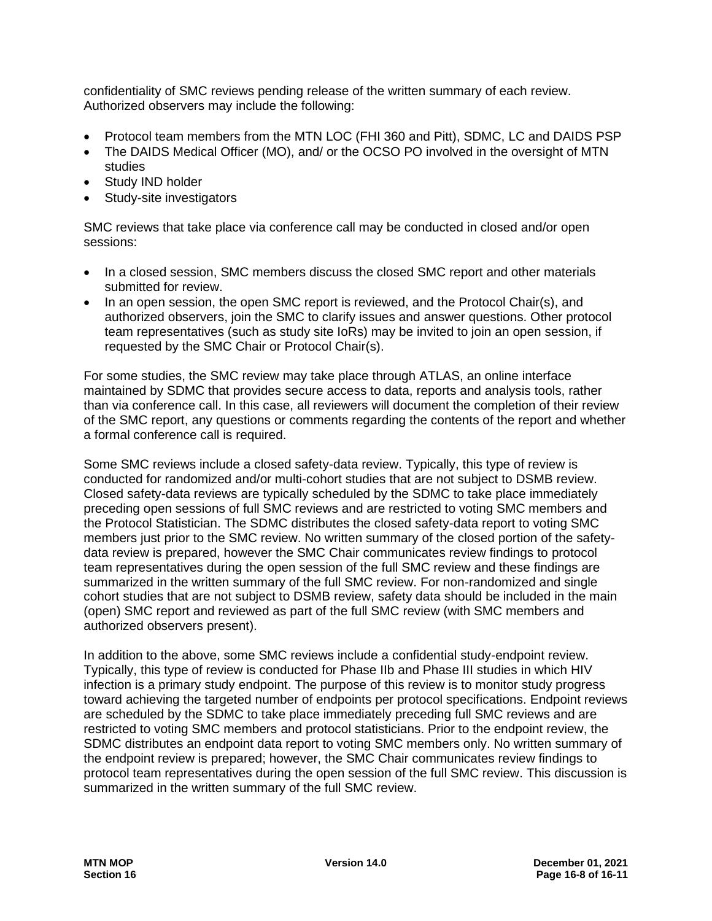confidentiality of SMC reviews pending release of the written summary of each review. Authorized observers may include the following:

- Protocol team members from the MTN LOC (FHI 360 and Pitt), SDMC, LC and DAIDS PSP
- The DAIDS Medical Officer (MO), and/ or the OCSO PO involved in the oversight of MTN studies
- Study IND holder
- Study-site investigators

SMC reviews that take place via conference call may be conducted in closed and/or open sessions:

- In a closed session, SMC members discuss the closed SMC report and other materials submitted for review.
- In an open session, the open SMC report is reviewed, and the Protocol Chair(s), and authorized observers, join the SMC to clarify issues and answer questions. Other protocol team representatives (such as study site IoRs) may be invited to join an open session, if requested by the SMC Chair or Protocol Chair(s).

For some studies, the SMC review may take place through ATLAS, an online interface maintained by SDMC that provides secure access to data, reports and analysis tools, rather than via conference call. In this case, all reviewers will document the completion of their review of the SMC report, any questions or comments regarding the contents of the report and whether a formal conference call is required.

Some SMC reviews include a closed safety-data review. Typically, this type of review is conducted for randomized and/or multi-cohort studies that are not subject to DSMB review. Closed safety-data reviews are typically scheduled by the SDMC to take place immediately preceding open sessions of full SMC reviews and are restricted to voting SMC members and the Protocol Statistician. The SDMC distributes the closed safety-data report to voting SMC members just prior to the SMC review. No written summary of the closed portion of the safety-data review is prepared, however the SMC Chair communicates review findings to protocol team representatives during the open session of the full SMC review and these findings are summarized in the written summary of the full SMC review. For non-randomized and single cohort studies that are not subject to DSMB review, safety data should be included in the main (open) SMC report and reviewed as part of the full SMC review (with SMC members and authorized observers present).

In addition to the above, some SMC reviews include a confidential study-endpoint review. Typically, this type of review is conducted for Phase IIb and Phase III studies in which HIV infection is a primary study endpoint. The purpose of this review is to monitor study progress toward achieving the targeted number of endpoints per protocol specifications. Endpoint reviews are scheduled by the SDMC to take place immediately preceding full SMC reviews and are restricted to voting SMC members and protocol statisticians. Prior to the endpoint review, the SDMC distributes an endpoint data report to voting SMC members only. No written summary of the endpoint review is prepared; however, the SMC Chair communicates review findings to protocol team representatives during the open session of the full SMC review. This discussion is summarized in the written summary of the full SMC review.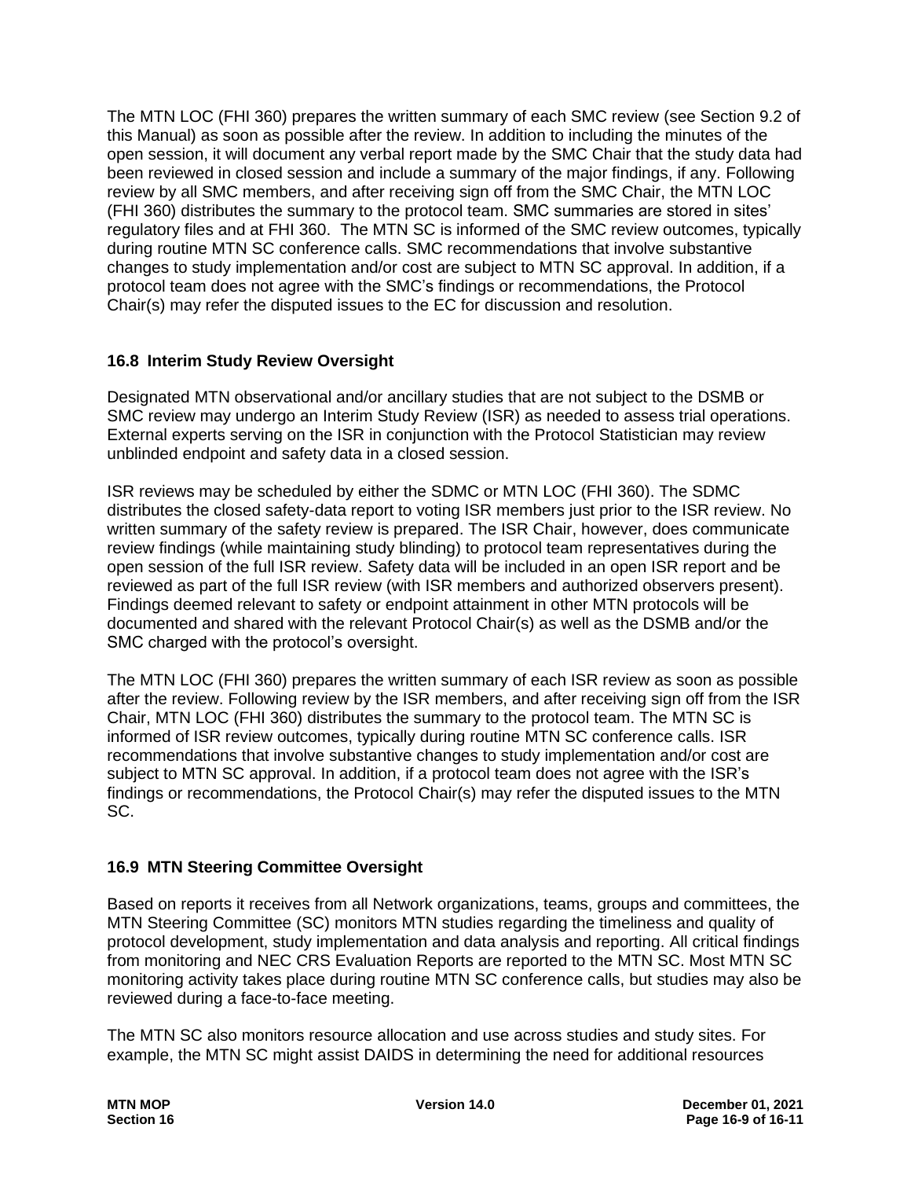The MTN LOC (FHI 360) prepares the written summary of each SMC review (see Section 9.2 of this Manual) as soon as possible after the review. In addition to including the minutes of the open session, it will document any verbal report made by the SMC Chair that the study data had been reviewed in closed session and include a summary of the major findings, if any. Following review by all SMC members, and after receiving sign off from the SMC Chair, the MTN LOC (FHI 360) distributes the summary to the protocol team. SMC summaries are stored in sites' regulatory files and at FHI 360. The MTN SC is informed of the SMC review outcomes, typically during routine MTN SC conference calls. SMC recommendations that involve substantive changes to study implementation and/or cost are subject to MTN SC approval. In addition, if a protocol team does not agree with the SMC's findings or recommendations, the Protocol Chair(s) may refer the disputed issues to the EC for discussion and resolution.

### 16.8 Interim Study Review Oversight

Designated MTN observational and/or ancillary studies that are not subject to the DSMB or SMC review may undergo an Interim Study Review (ISR) as needed to assess trial operations. External experts serving on the ISR in conjunction with the Protocol Statistician may review unblinded endpoint and safety data in a closed session.

ISR reviews may be scheduled by either the SDMC or MTN LOC (FHI 360). The SDMC distributes the closed safety-data report to voting ISR members just prior to the ISR review. No written summary of the safety review is prepared. The ISR Chair, however, does communicate review findings (while maintaining study blinding) to protocol team representatives during the open session of the full ISR review. Safety data will be included in an open ISR report and be reviewed as part of the full ISR review (with ISR members and authorized observers present). Findings deemed relevant to safety or endpoint attainment in other MTN protocols will be documented and shared with the relevant Protocol Chair(s) as well as the DSMB and/or the SMC charged with the protocol's oversight.

The MTN LOC (FHI 360) prepares the written summary of each ISR review as soon as possible after the review. Following review by the ISR members, and after receiving sign off from the ISR Chair, MTN LOC (FHI 360) distributes the summary to the protocol team. The MTN SC is informed of ISR review outcomes, typically during routine MTN SC conference calls. ISR recommendations that involve substantive changes to study implementation and/or cost are subject to MTN SC approval. In addition, if a protocol team does not agree with the ISR's findings or recommendations, the Protocol Chair(s) may refer the disputed issues to the MTN SC.

### 16.9 MTN Steering Committee Oversight

Based on reports it receives from all Network organizations, teams, groups and committees, the MTN Steering Committee (SC) monitors MTN studies regarding the timeliness and quality of protocol development, study implementation and data analysis and reporting. All critical findings from monitoring and NEC CRS Evaluation Reports are reported to the MTN SC. Most MTN SC monitoring activity takes place during routine MTN SC conference calls, but studies may also be reviewed during a face-to-face meeting.

The MTN SC also monitors resource allocation and use across studies and study sites. For example, the MTN SC might assist DAIDS in determining the need for additional resources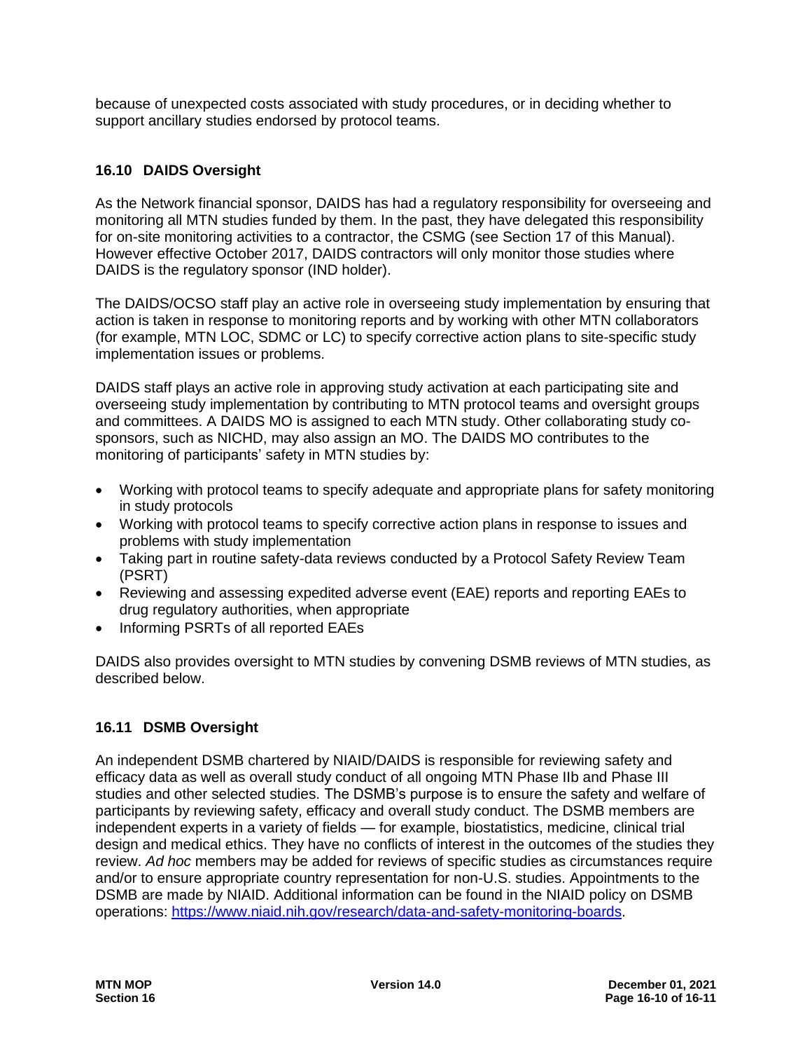because of unexpected costs associated with study procedures, or in deciding whether to support ancillary studies endorsed by protocol teams.

### 16.10 DAIDS Oversight

As the Network financial sponsor, DAIDS has had a regulatory responsibility for overseeing and monitoring all MTN studies funded by them. In the past, they have delegated this responsibility for on-site monitoring activities to a contractor, the CSMG (see Section 17 of this Manual). However effective October 2017, DAIDS contractors will only monitor those studies where DAIDS is the regulatory sponsor (IND holder).

The DAIDS/OCSO staff play an active role in overseeing study implementation by ensuring that action is taken in response to monitoring reports and by working with other MTN collaborators (for example, MTN LOC, SDMC or LC) to specify corrective action plans to site-specific study implementation issues or problems.

DAIDS staff plays an active role in approving study activation at each participating site and overseeing study implementation by contributing to MTN protocol teams and oversight groups and committees. A DAIDS MO is assigned to each MTN study. Other collaborating study co-sponsors, such as NICHD, may also assign an MO. The DAIDS MO contributes to the monitoring of participants' safety in MTN studies by:

- Working with protocol teams to specify adequate and appropriate plans for safety monitoring in study protocols
- Working with protocol teams to specify corrective action plans in response to issues and problems with study implementation
- Taking part in routine safety-data reviews conducted by a Protocol Safety Review Team (PSRT)
- Reviewing and assessing expedited adverse event (EAE) reports and reporting EAEs to drug regulatory authorities, when appropriate
- Informing PSRTs of all reported EAEs

DAIDS also provides oversight to MTN studies by convening DSMB reviews of MTN studies, as described below.

### 16.11 DSMB Oversight

An independent DSMB chartered by NIAID/DAIDS is responsible for reviewing safety and efficacy data as well as overall study conduct of all ongoing MTN Phase IIb and Phase III studies and other selected studies. The DSMB's purpose is to ensure the safety and welfare of participants by reviewing safety, efficacy and overall study conduct. The DSMB members are independent experts in a variety of fields — for example, biostatistics, medicine, clinical trial design and medical ethics. They have no conflicts of interest in the outcomes of the studies they review. *Ad hoc* members may be added for reviews of specific studies as circumstances require and/or to ensure appropriate country representation for non-U.S. studies. Appointments to the DSMB are made by NIAID. Additional information can be found in the NIAID policy on DSMB operations: [https://www.niaid.nih.gov/research/data-and-safety-monitoring-boards](https://www.niaid.nih.gov/research/data-and-safety-monitoring-boards).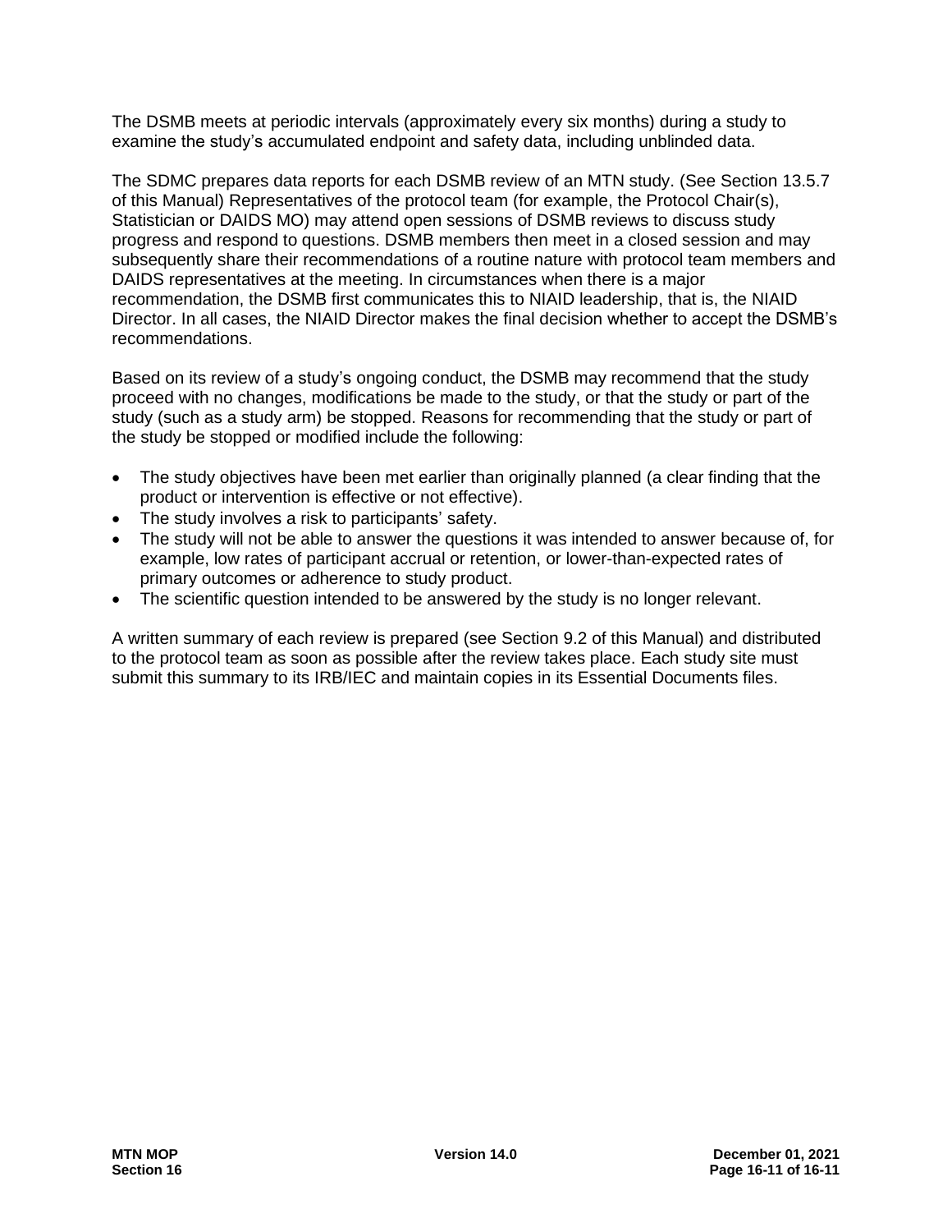The DSMB meets at periodic intervals (approximately every six months) during a study to examine the study's accumulated endpoint and safety data, including unblinded data.

The SDMC prepares data reports for each DSMB review of an MTN study. (See Section 13.5.7 of this Manual) Representatives of the protocol team (for example, the Protocol Chair(s), Statistician or DAIDS MO) may attend open sessions of DSMB reviews to discuss study progress and respond to questions. DSMB members then meet in a closed session and may subsequently share their recommendations of a routine nature with protocol team members and DAIDS representatives at the meeting. In circumstances when there is a major recommendation, the DSMB first communicates this to NIAID leadership, that is, the NIAID Director. In all cases, the NIAID Director makes the final decision whether to accept the DSMB's recommendations.

Based on its review of a study's ongoing conduct, the DSMB may recommend that the study proceed with no changes, modifications be made to the study, or that the study or part of the study (such as a study arm) be stopped. Reasons for recommending that the study or part of the study be stopped or modified include the following:

- The study objectives have been met earlier than originally planned (a clear finding that the product or intervention is effective or not effective).
- The study involves a risk to participants' safety.
- The study will not be able to answer the questions it was intended to answer because of, for example, low rates of participant accrual or retention, or lower-than-expected rates of primary outcomes or adherence to study product.
- The scientific question intended to be answered by the study is no longer relevant.

A written summary of each review is prepared (see Section 9.2 of this Manual) and distributed to the protocol team as soon as possible after the review takes place. Each study site must submit this summary to its IRB/IEC and maintain copies in its Essential Documents files.